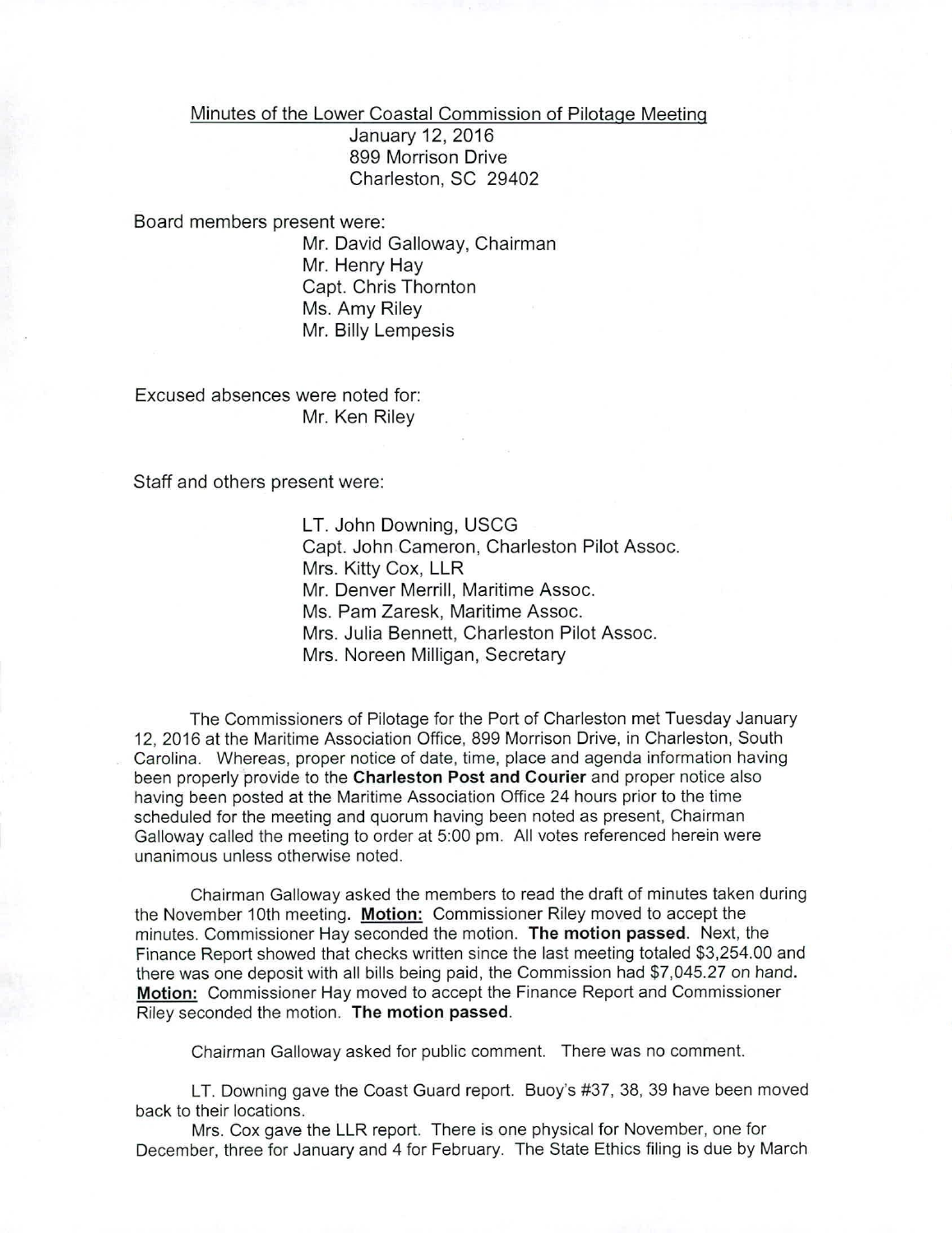Minutes of the Lower Coastal Commission of Pilotage Meeting
January 12, 2016
899 Morrison Drive
Charleston, SC 29402

Board members present were:

Mr. David Galloway, Chairman
Mr. Henry Hay
Capt. Chris Thornton
Ms. Amy Riley
Mr. Billy Lempesis

Excused absences were noted for:

Mr. Ken Riley

Staff and others present were:

LT. John Downing, USCG
Capt. John Cameron, Charleston Pilot Assoc.
Mrs. Kitty Cox, LLR
Mr. Denver Merrill, Maritime Assoc.
Ms. Pam Zaresk, Maritime Assoc.
Mrs. Julia Bennett, Charleston Pilot Assoc.
Mrs. Noreen Milligan, Secretary

The Commissioners of Pilotage for the Port of Charleston met Tuesday January 12, 2016 at the Maritime Association Office, 899 Morrison Drive, in Charleston, South Carolina. Whereas, proper notice of date, time, place and agenda information having been properly provide to the **Charleston Post and Courier** and proper notice also having been posted at the Maritime Association Office 24 hours prior to the time scheduled for the meeting and quorum having been noted as present, Chairman Galloway called the meeting to order at 5:00 pm. All votes referenced herein were unanimous unless otherwise noted.

Chairman Galloway asked the members to read the draft of minutes taken during the November 10th meeting. **Motion:** Commissioner Riley moved to accept the minutes. Commissioner Hay seconded the motion. **The motion passed**. Next, the Finance Report showed that checks written since the last meeting totaled $3,254.00 and there was one deposit with all bills being paid, the Commission had $7,045.27 on hand. **Motion:** Commissioner Hay moved to accept the Finance Report and Commissioner Riley seconded the motion. **The motion passed**.

Chairman Galloway asked for public comment. There was no comment.

LT. Downing gave the Coast Guard report. Buoy's #37, 38, 39 have been moved back to their locations.

Mrs. Cox gave the LLR report. There is one physical for November, one for December, three for January and 4 for February. The State Ethics filing is due by March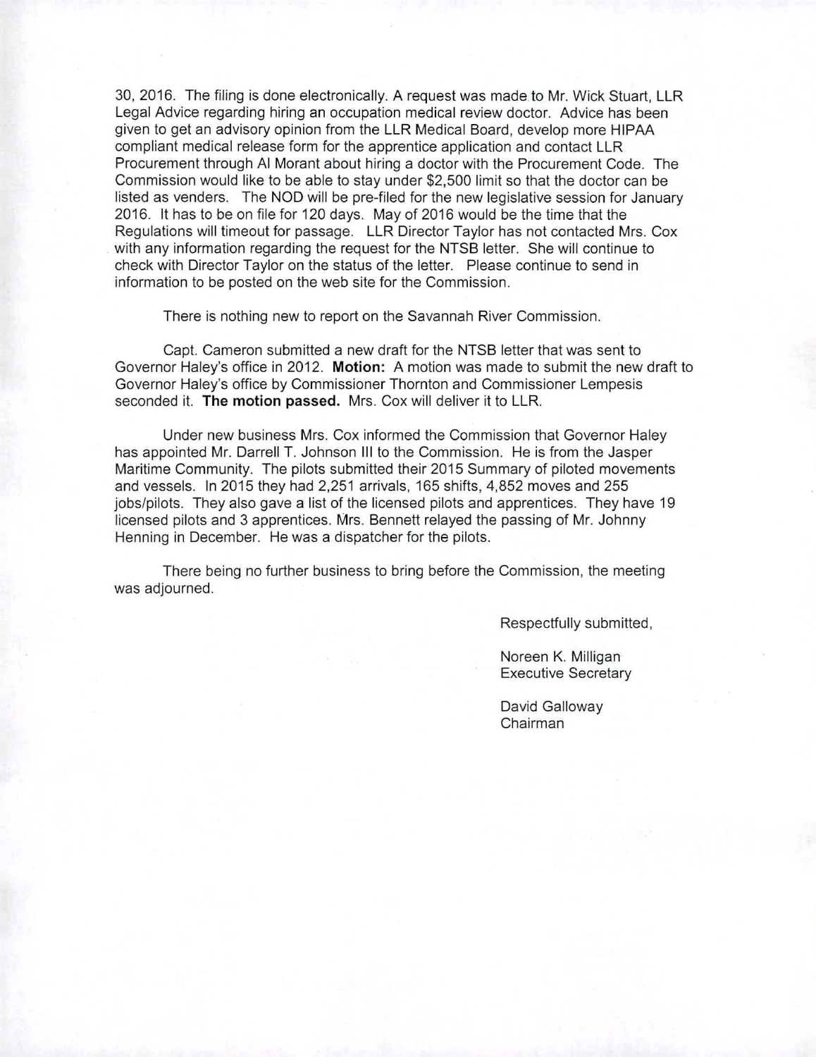30, 2016. The filing is done electronically. A request was made to Mr. Wick Stuart, LLR Legal Advice regarding hiring an occupation medical review doctor. Advice has been given to get an advisory opinion from the LLR Medical Board, develop more HIPAA compliant medical release form for the apprentice application and contact LLR Procurement through Al Morant about hiring a doctor with the Procurement Code. The Commission would like to be able to stay under $2,500 limit so that the doctor can be listed as venders. The NOD will be pre-filed for the new legislative session for January 2016. It has to be on file for 120 days. May of 2016 would be the time that the Regulations will timeout for passage. LLR Director Taylor has not contacted Mrs. Cox with any information regarding the request for the NTSB letter. She will continue to check with Director Taylor on the status of the letter. Please continue to send in information to be posted on the web site for the Commission.

There is nothing new to report on the Savannah River Commission.

Capt. Cameron submitted a new draft for the NTSB letter that was sent to Governor Haley's office in 2012. **Motion:** A motion was made to submit the new draft to Governor Haley's office by Commissioner Thornton and Commissioner Lempesis seconded it. **The motion passed.** Mrs. Cox will deliver it to LLR.

Under new business Mrs. Cox informed the Commission that Governor Haley has appointed Mr. Darrell T. Johnson III to the Commission. He is from the Jasper Maritime Community. The pilots submitted their 2015 Summary of piloted movements and vessels. In 2015 they had 2,251 arrivals, 165 shifts, 4,852 moves and 255 jobs/pilots. They also gave a list of the licensed pilots and apprentices. They have 19 licensed pilots and 3 apprentices. Mrs. Bennett relayed the passing of Mr. Johnny Henning in December. He was a dispatcher for the pilots.

There being no further business to bring before the Commission, the meeting was adjourned.

Respectfully submitted,

Noreen K. Milligan
Executive Secretary

David Galloway
Chairman